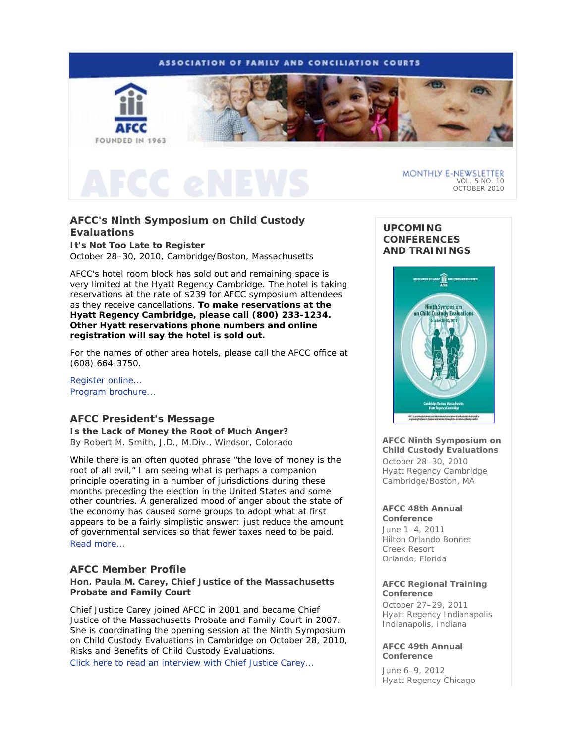ASSOCIATION OF FAMILY AND CONCILIATION COURTS

AFCC FOUNDED IN 1963

# AFCC eNEWS

MONTHLY E-NEWSLETTER
VOL. 5 NO. 10
OCTOBER 2010

## AFCC's Ninth Symposium on Child Custody Evaluations

**It's Not Too Late to Register**
October 28–30, 2010, Cambridge/Boston, Massachusetts

AFCC's hotel room block has sold out and remaining space is very limited at the Hyatt Regency Cambridge. The hotel is taking reservations at the rate of $239 for AFCC symposium attendees as they receive cancellations. **To make reservations at the Hyatt Regency Cambridge, please call (800) 233-1234. Other Hyatt reservations phone numbers and online registration will say the hotel is sold out.**

For the names of other area hotels, please call the AFCC office at (608) 664-3750.

Register online...
Program brochure...

## AFCC President's Message

**Is the Lack of Money the Root of Much Anger?**
By Robert M. Smith, J.D., M.Div., Windsor, Colorado

While there is an often quoted phrase "the love of money is the root of all evil," I am seeing what is perhaps a companion principle operating in a number of jurisdictions during these months preceding the election in the United States and some other countries. A generalized mood of anger about the state of the economy has caused some groups to adopt what at first appears to be a fairly simplistic answer: just reduce the amount of governmental services so that fewer taxes need to be paid.
Read more...

## AFCC Member Profile

**Hon. Paula M. Carey, Chief Justice of the Massachusetts Probate and Family Court**

Chief Justice Carey joined AFCC in 2001 and became Chief Justice of the Massachusetts Probate and Family Court in 2007. She is coordinating the opening session at the Ninth Symposium on Child Custody Evaluations in Cambridge on October 28, 2010, Risks and Benefits of Child Custody Evaluations.
Click here to read an interview with Chief Justice Carey...

## UPCOMING CONFERENCES AND TRAININGS

**AFCC Ninth Symposium on Child Custody Evaluations**
October 28–30, 2010
Hyatt Regency Cambridge
Cambridge/Boston, MA

**AFCC 48th Annual Conference**
June 1–4, 2011
Hilton Orlando Bonnet Creek Resort
Orlando, Florida

**AFCC Regional Training Conference**
October 27–29, 2011
Hyatt Regency Indianapolis
Indianapolis, Indiana

**AFCC 49th Annual Conference**
June 6–9, 2012
Hyatt Regency Chicago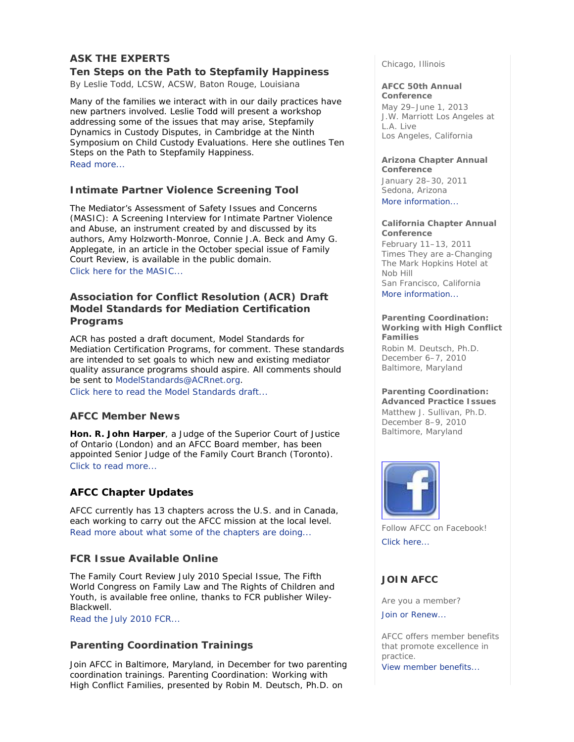## ASK THE EXPERTS

### Ten Steps on the Path to Stepfamily Happiness

By Leslie Todd, LCSW, ACSW, Baton Rouge, Louisiana

Many of the families we interact with in our daily practices have new partners involved. Leslie Todd will present a workshop addressing some of the issues that may arise, Stepfamily Dynamics in Custody Disputes, in Cambridge at the Ninth Symposium on Child Custody Evaluations. Here she outlines Ten Steps on the Path to Stepfamily Happiness.

Read more...

### Intimate Partner Violence Screening Tool

The Mediator's Assessment of Safety Issues and Concerns (MASIC): A Screening Interview for Intimate Partner Violence and Abuse, an instrument created by and discussed by its authors, Amy Holzworth-Monroe, Connie J.A. Beck and Amy G. Applegate, in an article in the October special issue of Family Court Review, is available in the public domain.

Click here for the MASIC...

### Association for Conflict Resolution (ACR) Draft Model Standards for Mediation Certification Programs

ACR has posted a draft document, Model Standards for Mediation Certification Programs, for comment. These standards are intended to set goals to which new and existing mediator quality assurance programs should aspire. All comments should be sent to ModelStandards@ACRnet.org.

Click here to read the Model Standards draft...

### AFCC Member News

**Hon. R. John Harper**, a Judge of the Superior Court of Justice of Ontario (London) and an AFCC Board member, has been appointed Senior Judge of the Family Court Branch (Toronto).

Click to read more...

### AFCC Chapter Updates

AFCC currently has 13 chapters across the U.S. and in Canada, each working to carry out the AFCC mission at the local level.

Read more about what some of the chapters are doing...

### FCR Issue Available Online

The Family Court Review July 2010 Special Issue, The Fifth World Congress on Family Law and The Rights of Children and Youth, is available free online, thanks to FCR publisher Wiley-Blackwell.

Read the July 2010 FCR...

### Parenting Coordination Trainings

Join AFCC in Baltimore, Maryland, in December for two parenting coordination trainings. Parenting Coordination: Working with High Conflict Families, presented by Robin M. Deutsch, Ph.D. on

Chicago, Illinois

**AFCC 50th Annual Conference**
May 29–June 1, 2013
J.W. Marriott Los Angeles at L.A. Live
Los Angeles, California

**Arizona Chapter Annual Conference**
January 28–30, 2011
Sedona, Arizona
More information...

**California Chapter Annual Conference**
February 11–13, 2011
Times They are a-Changing
The Mark Hopkins Hotel at Nob Hill
San Francisco, California
More information...

**Parenting Coordination: Working with High Conflict Families**
Robin M. Deutsch, Ph.D.
December 6–7, 2010
Baltimore, Maryland

**Parenting Coordination: Advanced Practice Issues**
Matthew J. Sullivan, Ph.D.
December 8–9, 2010
Baltimore, Maryland

Follow AFCC on Facebook!

Click here...

### JOIN AFCC

Are you a member?

Join or Renew...

AFCC offers member benefits that promote excellence in practice.

View member benefits...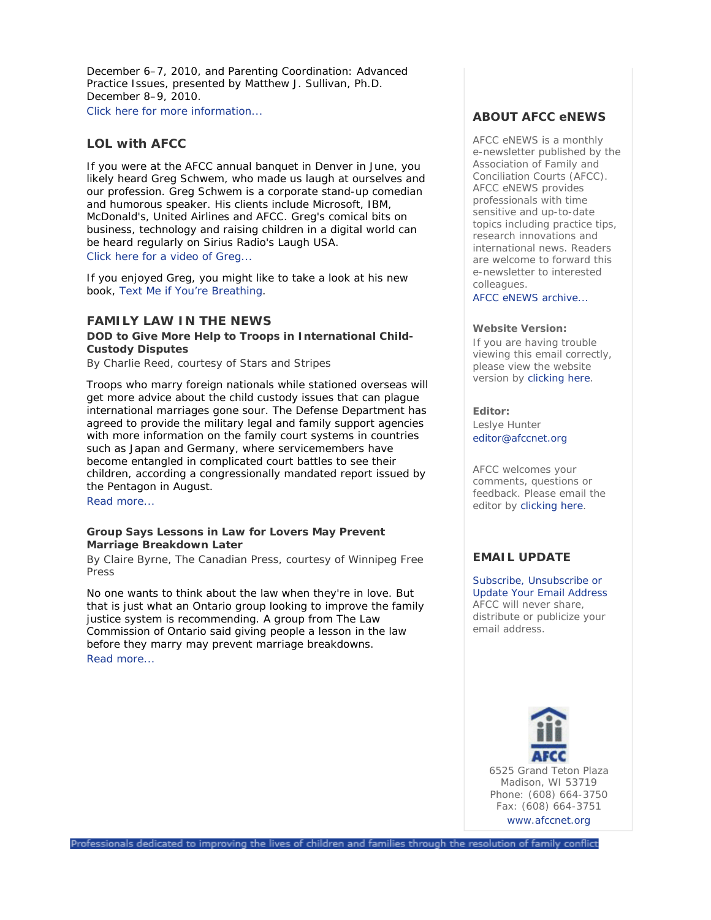December 6–7, 2010, and Parenting Coordination: Advanced Practice Issues, presented by Matthew J. Sullivan, Ph.D. December 8–9, 2010.
Click here for more information...

### LOL with AFCC

If you were at the AFCC annual banquet in Denver in June, you likely heard Greg Schwem, who made us laugh at ourselves and our profession. Greg Schwem is a corporate stand-up comedian and humorous speaker. His clients include Microsoft, IBM, McDonald's, United Airlines and AFCC. Greg's comical bits on business, technology and raising children in a digital world can be heard regularly on Sirius Radio's Laugh USA.
Click here for a video of Greg...

If you enjoyed Greg, you might like to take a look at his new book, Text Me if You're Breathing.

## FAMILY LAW IN THE NEWS

**DOD to Give More Help to Troops in International Child-Custody Disputes**

By Charlie Reed, courtesy of Stars and Stripes

Troops who marry foreign nationals while stationed overseas will get more advice about the child custody issues that can plague international marriages gone sour. The Defense Department has agreed to provide the military legal and family support agencies with more information on the family court systems in countries such as Japan and Germany, where servicemembers have become entangled in complicated court battles to see their children, according a congressionally mandated report issued by the Pentagon in August.
Read more...

**Group Says Lessons in Law for Lovers May Prevent Marriage Breakdown Later**

By Claire Byrne, The Canadian Press, courtesy of Winnipeg Free Press

No one wants to think about the law when they're in love. But that is just what an Ontario group looking to improve the family justice system is recommending. A group from The Law Commission of Ontario said giving people a lesson in the law before they marry may prevent marriage breakdowns.
Read more...

### ABOUT AFCC eNEWS

AFCC eNEWS is a monthly e-newsletter published by the Association of Family and Conciliation Courts (AFCC). AFCC eNEWS provides professionals with time sensitive and up-to-date topics including practice tips, research innovations and international news. Readers are welcome to forward this e-newsletter to interested colleagues.
AFCC eNEWS archive...

**Website Version:**
If you are having trouble viewing this email correctly, please view the website version by clicking here.

**Editor:**
Leslye Hunter
editor@afccnet.org

AFCC welcomes your comments, questions or feedback. Please email the editor by clicking here.

### EMAIL UPDATE

Subscribe, Unsubscribe or Update Your Email Address
AFCC will never share, distribute or publicize your email address.

6525 Grand Teton Plaza
Madison, WI 53719
Phone: (608) 664-3750
Fax: (608) 664-3751
www.afccnet.org

Professionals dedicated to improving the lives of children and families through the resolution of family conflict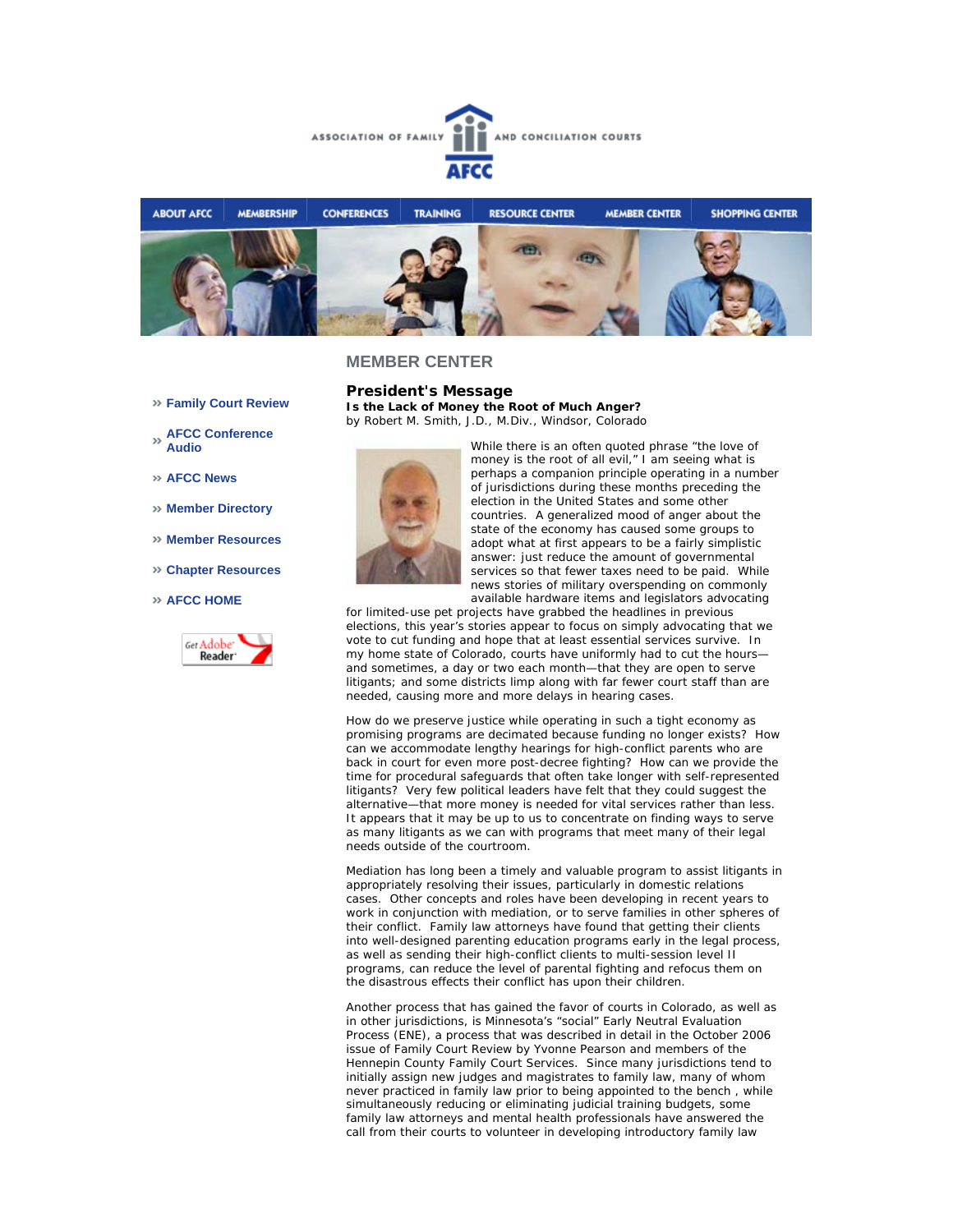ASSOCIATION OF FAMILY AND CONCILIATION COURTS

AFCC

ABOUT AFCC | MEMBERSHIP | CONFERENCES | TRAINING | RESOURCE CENTER | MEMBER CENTER | SHOPPING CENTER

## MEMBER CENTER

- » Family Court Review
- » AFCC Conference Audio
- » AFCC News
- » Member Directory
- » Member Resources
- » Chapter Resources
- » AFCC HOME

### President's Message

**Is the Lack of Money the Root of Much Anger?**

by Robert M. Smith, J.D., M.Div., Windsor, Colorado

While there is an often quoted phrase "the love of money is the root of all evil," I am seeing what is perhaps a companion principle operating in a number of jurisdictions during these months preceding the election in the United States and some other countries. A generalized mood of anger about the state of the economy has caused some groups to adopt what at first appears to be a fairly simplistic answer: just reduce the amount of governmental services so that fewer taxes need to be paid. While news stories of military overspending on commonly available hardware items and legislators advocating for limited-use pet projects have grabbed the headlines in previous elections, this year's stories appear to focus on simply advocating that we vote to cut funding and hope that at least essential services survive. In my home state of Colorado, courts have uniformly had to cut the hours—and sometimes, a day or two each month—that they are open to serve litigants; and some districts limp along with far fewer court staff than are needed, causing more and more delays in hearing cases.

How do we preserve justice while operating in such a tight economy as promising programs are decimated because funding no longer exists? How can we accommodate lengthy hearings for high-conflict parents who are back in court for even more post-decree fighting? How can we provide the time for procedural safeguards that often take longer with self-represented litigants? Very few political leaders have felt that they could suggest the alternative—that more money is needed for vital services rather than less. It appears that it may be up to us to concentrate on finding ways to serve as many litigants as we can with programs that meet many of their legal needs outside of the courtroom.

Mediation has long been a timely and valuable program to assist litigants in appropriately resolving their issues, particularly in domestic relations cases. Other concepts and roles have been developing in recent years to work in conjunction with mediation, or to serve families in other spheres of their conflict. Family law attorneys have found that getting their clients into well-designed parenting education programs early in the legal process, as well as sending their high-conflict clients to multi-session level II programs, can reduce the level of parental fighting and refocus them on the disastrous effects their conflict has upon their children.

Another process that has gained the favor of courts in Colorado, as well as in other jurisdictions, is Minnesota's "social" Early Neutral Evaluation Process (ENE), a process that was described in detail in the October 2006 issue of Family Court Review by Yvonne Pearson and members of the Hennepin County Family Court Services. Since many jurisdictions tend to initially assign new judges and magistrates to family law, many of whom never practiced in family law prior to being appointed to the bench , while simultaneously reducing or eliminating judicial training budgets, some family law attorneys and mental health professionals have answered the call from their courts to volunteer in developing introductory family law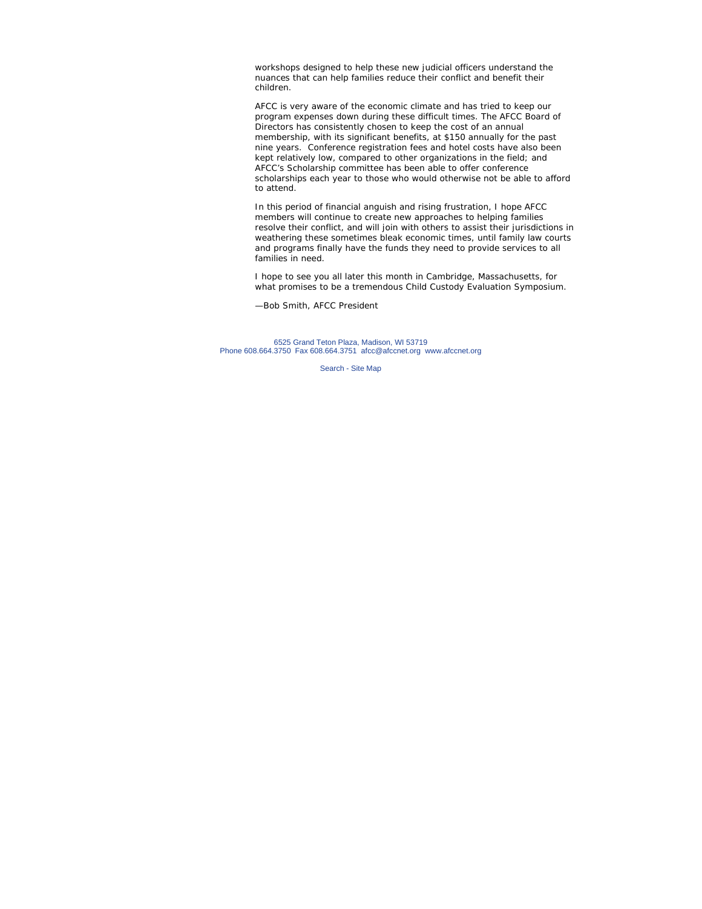workshops designed to help these new judicial officers understand the nuances that can help families reduce their conflict and benefit their children.

AFCC is very aware of the economic climate and has tried to keep our program expenses down during these difficult times. The AFCC Board of Directors has consistently chosen to keep the cost of an annual membership, with its significant benefits, at $150 annually for the past nine years. Conference registration fees and hotel costs have also been kept relatively low, compared to other organizations in the field; and AFCC's Scholarship committee has been able to offer conference scholarships each year to those who would otherwise not be able to afford to attend.

In this period of financial anguish and rising frustration, I hope AFCC members will continue to create new approaches to helping families resolve their conflict, and will join with others to assist their jurisdictions in weathering these sometimes bleak economic times, until family law courts and programs finally have the funds they need to provide services to all families in need.

I hope to see you all later this month in Cambridge, Massachusetts, for what promises to be a tremendous Child Custody Evaluation Symposium.

—Bob Smith, AFCC President

6525 Grand Teton Plaza, Madison, WI 53719
Phone 608.664.3750 Fax 608.664.3751 afcc@afccnet.org www.afccnet.org

Search - Site Map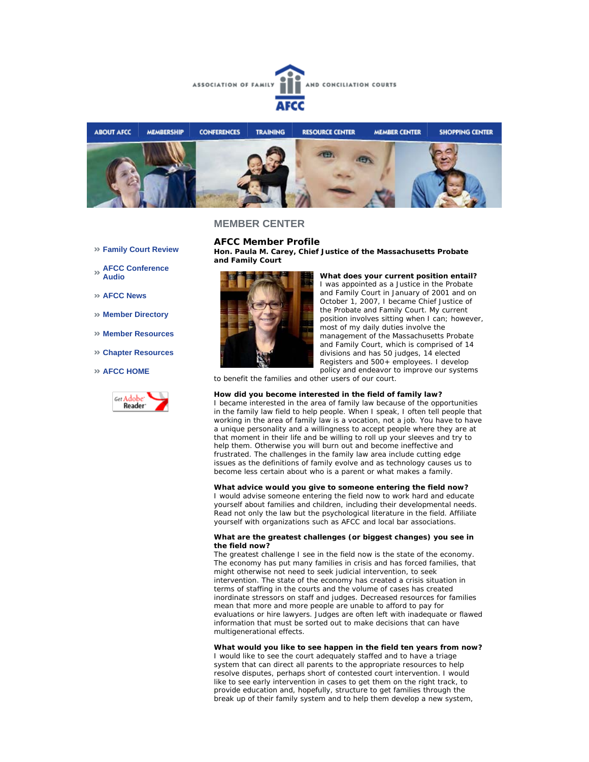ASSOCIATION OF FAMILY AND CONCILIATION COURTS

AFCC

ABOUT AFCC | MEMBERSHIP | CONFERENCES | TRAINING | RESOURCE CENTER | MEMBER CENTER | SHOPPING CENTER

- Family Court Review
- AFCC Conference Audio
- AFCC News
- Member Directory
- Member Resources
- Chapter Resources
- AFCC HOME

## MEMBER CENTER

### AFCC Member Profile

**Hon. Paula M. Carey, Chief Justice of the Massachusetts Probate and Family Court**

**What does your current position entail?**
I was appointed as a Justice in the Probate and Family Court in January of 2001 and on October 1, 2007, I became Chief Justice of the Probate and Family Court. My current position involves sitting when I can; however, most of my daily duties involve the management of the Massachusetts Probate and Family Court, which is comprised of 14 divisions and has 50 judges, 14 elected Registers and 500+ employees. I develop policy and endeavor to improve our systems to benefit the families and other users of our court.

**How did you become interested in the field of family law?**
I became interested in the area of family law because of the opportunities in the family law field to help people. When I speak, I often tell people that working in the area of family law is a vocation, not a job. You have to have a unique personality and a willingness to accept people where they are at that moment in their life and be willing to roll up your sleeves and try to help them. Otherwise you will burn out and become ineffective and frustrated. The challenges in the family law area include cutting edge issues as the definitions of family evolve and as technology causes us to become less certain about who is a parent or what makes a family.

**What advice would you give to someone entering the field now?**
I would advise someone entering the field now to work hard and educate yourself about families and children, including their developmental needs. Read not only the law but the psychological literature in the field. Affiliate yourself with organizations such as AFCC and local bar associations.

**What are the greatest challenges (or biggest changes) you see in the field now?**
The greatest challenge I see in the field now is the state of the economy. The economy has put many families in crisis and has forced families, that might otherwise not need to seek judicial intervention, to seek intervention. The state of the economy has created a crisis situation in terms of staffing in the courts and the volume of cases has created inordinate stressors on staff and judges. Decreased resources for families mean that more and more people are unable to afford to pay for evaluations or hire lawyers. Judges are often left with inadequate or flawed information that must be sorted out to make decisions that can have multigenerational effects.

**What would you like to see happen in the field ten years from now?**
I would like to see the court adequately staffed and to have a triage system that can direct all parents to the appropriate resources to help resolve disputes, perhaps short of contested court intervention. I would like to see early intervention in cases to get them on the right track, to provide education and, hopefully, structure to get families through the break up of their family system and to help them develop a new system,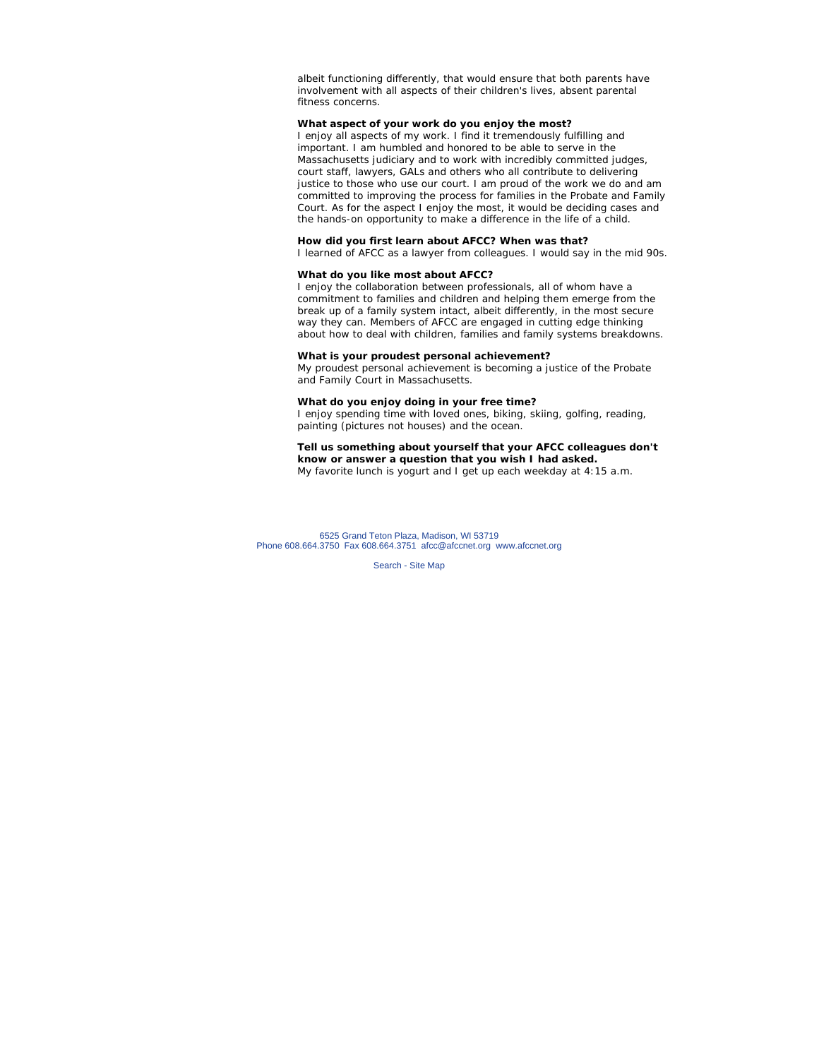albeit functioning differently, that would ensure that both parents have involvement with all aspects of their children's lives, absent parental fitness concerns.

**What aspect of your work do you enjoy the most?**
I enjoy all aspects of my work. I find it tremendously fulfilling and important. I am humbled and honored to be able to serve in the Massachusetts judiciary and to work with incredibly committed judges, court staff, lawyers, GALs and others who all contribute to delivering justice to those who use our court. I am proud of the work we do and am committed to improving the process for families in the Probate and Family Court. As for the aspect I enjoy the most, it would be deciding cases and the hands-on opportunity to make a difference in the life of a child.

**How did you first learn about AFCC? When was that?**
I learned of AFCC as a lawyer from colleagues. I would say in the mid 90s.

**What do you like most about AFCC?**
I enjoy the collaboration between professionals, all of whom have a commitment to families and children and helping them emerge from the break up of a family system intact, albeit differently, in the most secure way they can. Members of AFCC are engaged in cutting edge thinking about how to deal with children, families and family systems breakdowns.

**What is your proudest personal achievement?**
My proudest personal achievement is becoming a justice of the Probate and Family Court in Massachusetts.

**What do you enjoy doing in your free time?**
I enjoy spending time with loved ones, biking, skiing, golfing, reading, painting (pictures not houses) and the ocean.

**Tell us something about yourself that your AFCC colleagues don't know or answer a question that you wish I had asked.**
My favorite lunch is yogurt and I get up each weekday at 4:15 a.m.

6525 Grand Teton Plaza, Madison, WI 53719
Phone 608.664.3750 Fax 608.664.3751 afcc@afccnet.org www.afccnet.org

Search - Site Map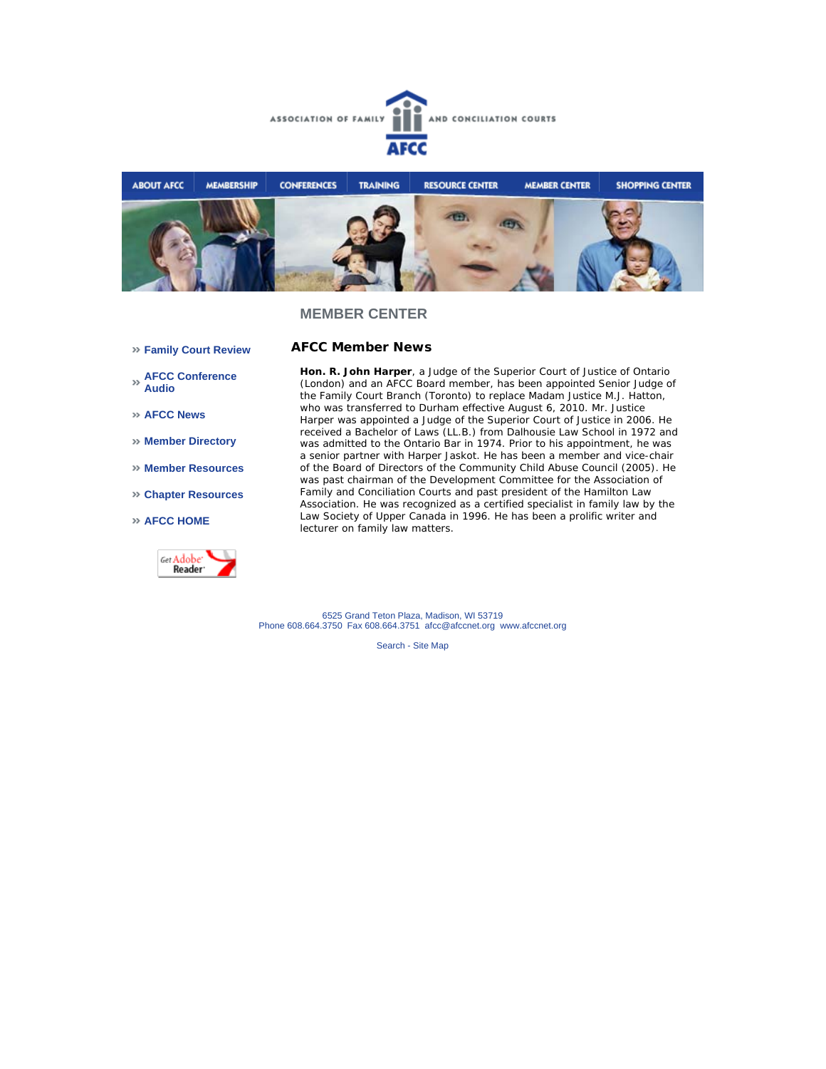ASSOCIATION OF FAMILY AND CONCILIATION COURTS

AFCC

ABOUT AFCC | MEMBERSHIP | CONFERENCES | TRAINING | RESOURCE CENTER | MEMBER CENTER | SHOPPING CENTER

## MEMBER CENTER

- » Family Court Review
- » AFCC Conference Audio
- » AFCC News
- » Member Directory
- » Member Resources
- » Chapter Resources
- » AFCC HOME

Get Adobe Reader

### AFCC Member News

**Hon. R. John Harper**, a Judge of the Superior Court of Justice of Ontario (London) and an AFCC Board member, has been appointed Senior Judge of the Family Court Branch (Toronto) to replace Madam Justice M.J. Hatton, who was transferred to Durham effective August 6, 2010. Mr. Justice Harper was appointed a Judge of the Superior Court of Justice in 2006. He received a Bachelor of Laws (LL.B.) from Dalhousie Law School in 1972 and was admitted to the Ontario Bar in 1974. Prior to his appointment, he was a senior partner with Harper Jaskot. He has been a member and vice-chair of the Board of Directors of the Community Child Abuse Council (2005). He was past chairman of the Development Committee for the Association of Family and Conciliation Courts and past president of the Hamilton Law Association. He was recognized as a certified specialist in family law by the Law Society of Upper Canada in 1996. He has been a prolific writer and lecturer on family law matters.

6525 Grand Teton Plaza, Madison, WI 53719
Phone 608.664.3750 Fax 608.664.3751 afcc@afccnet.org www.afccnet.org

Search - Site Map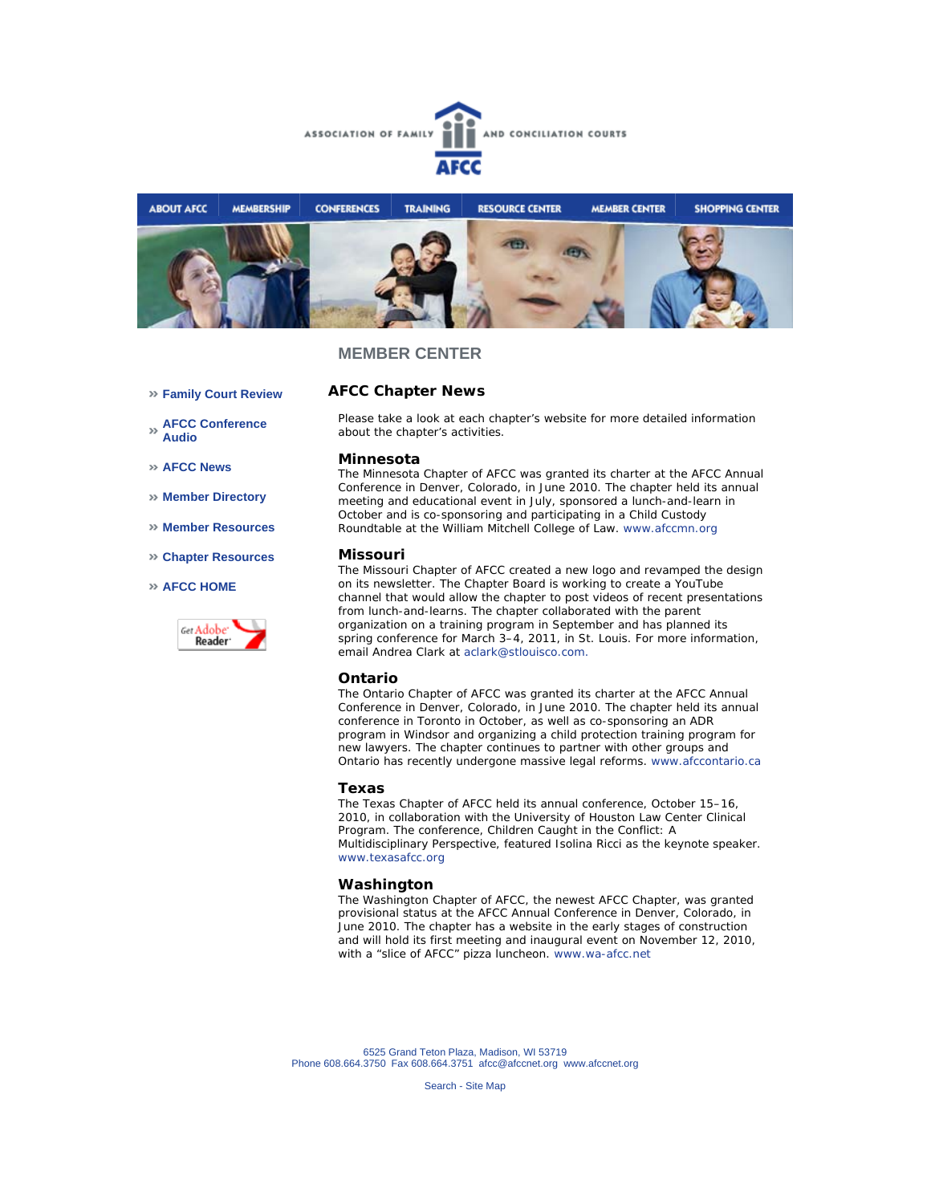ASSOCIATION OF FAMILY AND CONCILIATION COURTS

AFCC

ABOUT AFCC | MEMBERSHIP | CONFERENCES | TRAINING | RESOURCE CENTER | MEMBER CENTER | SHOPPING CENTER

## MEMBER CENTER

- » Family Court Review
- » AFCC Conference Audio
- » AFCC News
- » Member Directory
- » Member Resources
- » Chapter Resources
- » AFCC HOME

Get Adobe Reader

## AFCC Chapter News

Please take a look at each chapter's website for more detailed information about the chapter's activities.

### Minnesota

The Minnesota Chapter of AFCC was granted its charter at the AFCC Annual Conference in Denver, Colorado, in June 2010. The chapter held its annual meeting and educational event in July, sponsored a lunch-and-learn in October and is co-sponsoring and participating in a Child Custody Roundtable at the William Mitchell College of Law. www.afccmn.org

### Missouri

The Missouri Chapter of AFCC created a new logo and revamped the design on its newsletter. The Chapter Board is working to create a YouTube channel that would allow the chapter to post videos of recent presentations from lunch-and-learns. The chapter collaborated with the parent organization on a training program in September and has planned its spring conference for March 3–4, 2011, in St. Louis. For more information, email Andrea Clark at aclark@stlouisco.com.

### Ontario

The Ontario Chapter of AFCC was granted its charter at the AFCC Annual Conference in Denver, Colorado, in June 2010. The chapter held its annual conference in Toronto in October, as well as co-sponsoring an ADR program in Windsor and organizing a child protection training program for new lawyers. The chapter continues to partner with other groups and Ontario has recently undergone massive legal reforms. www.afccontario.ca

### Texas

The Texas Chapter of AFCC held its annual conference, October 15–16, 2010, in collaboration with the University of Houston Law Center Clinical Program. The conference, Children Caught in the Conflict: A Multidisciplinary Perspective, featured Isolina Ricci as the keynote speaker. www.texasafcc.org

### Washington

The Washington Chapter of AFCC, the newest AFCC Chapter, was granted provisional status at the AFCC Annual Conference in Denver, Colorado, in June 2010. The chapter has a website in the early stages of construction and will hold its first meeting and inaugural event on November 12, 2010, with a "slice of AFCC" pizza luncheon. www.wa-afcc.net

6525 Grand Teton Plaza, Madison, WI 53719
Phone 608.664.3750 Fax 608.664.3751 afcc@afccnet.org www.afccnet.org

Search - Site Map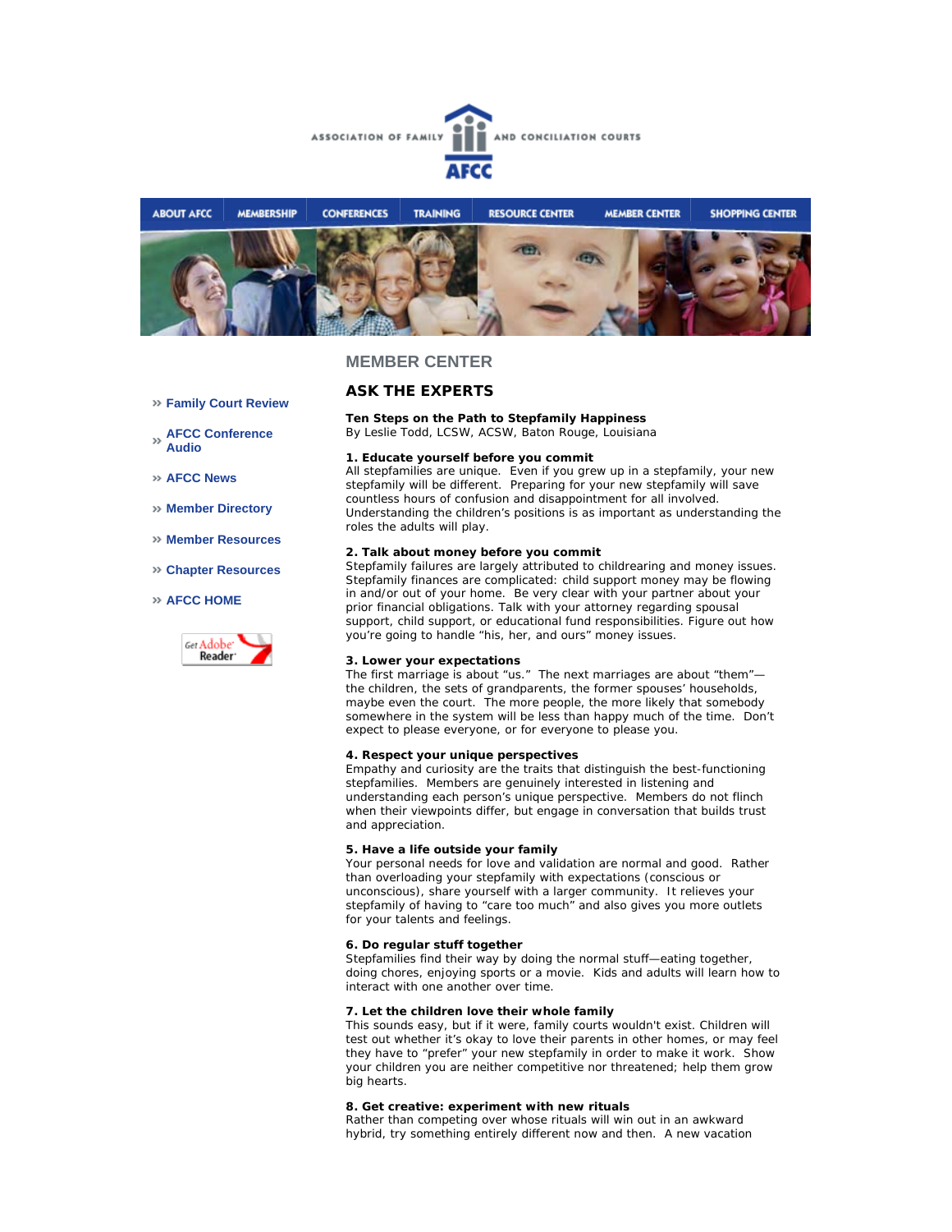ASSOCIATION OF FAMILY AND CONCILIATION COURTS

AFCC

ABOUT AFCC | MEMBERSHIP | CONFERENCES | TRAINING | RESOURCE CENTER | MEMBER CENTER | SHOPPING CENTER

» Family Court Review

» AFCC Conference Audio

» AFCC News

» Member Directory

» Member Resources

» Chapter Resources

» AFCC HOME

Get Adobe Reader

## MEMBER CENTER

## ASK THE EXPERTS

**Ten Steps on the Path to Stepfamily Happiness**
By Leslie Todd, LCSW, ACSW, Baton Rouge, Louisiana

**1. Educate yourself before you commit**
All stepfamilies are unique. Even if you grew up in a stepfamily, your new stepfamily will be different. Preparing for your new stepfamily will save countless hours of confusion and disappointment for all involved. Understanding the children's positions is as important as understanding the roles the adults will play.

**2. Talk about money before you commit**
Stepfamily failures are largely attributed to childrearing and money issues. Stepfamily finances are complicated: child support money may be flowing in and/or out of your home. Be very clear with your partner about your prior financial obligations. Talk with your attorney regarding spousal support, child support, or educational fund responsibilities. Figure out how you're going to handle "his, her, and ours" money issues.

**3. Lower your expectations**
The first marriage is about "us." The next marriages are about "them"—the children, the sets of grandparents, the former spouses' households, maybe even the court. The more people, the more likely that somebody somewhere in the system will be less than happy much of the time. Don't expect to please everyone, or for everyone to please you.

**4. Respect your unique perspectives**
Empathy and curiosity are the traits that distinguish the best-functioning stepfamilies. Members are genuinely interested in listening and understanding each person's unique perspective. Members do not flinch when their viewpoints differ, but engage in conversation that builds trust and appreciation.

**5. Have a life outside your family**
Your personal needs for love and validation are normal and good. Rather than overloading your stepfamily with expectations (conscious or unconscious), share yourself with a larger community. It relieves your stepfamily of having to "care too much" and also gives you more outlets for your talents and feelings.

**6. Do regular stuff together**
Stepfamilies find their way by doing the normal stuff—eating together, doing chores, enjoying sports or a movie. Kids and adults will learn how to interact with one another over time.

**7. Let the children love their whole family**
This sounds easy, but if it were, family courts wouldn't exist. Children will test out whether it's okay to love their parents in other homes, or may feel they have to "prefer" your new stepfamily in order to make it work. Show your children you are neither competitive nor threatened; help them grow big hearts.

**8. Get creative: experiment with new rituals**
Rather than competing over whose rituals will win out in an awkward hybrid, try something entirely different now and then. A new vacation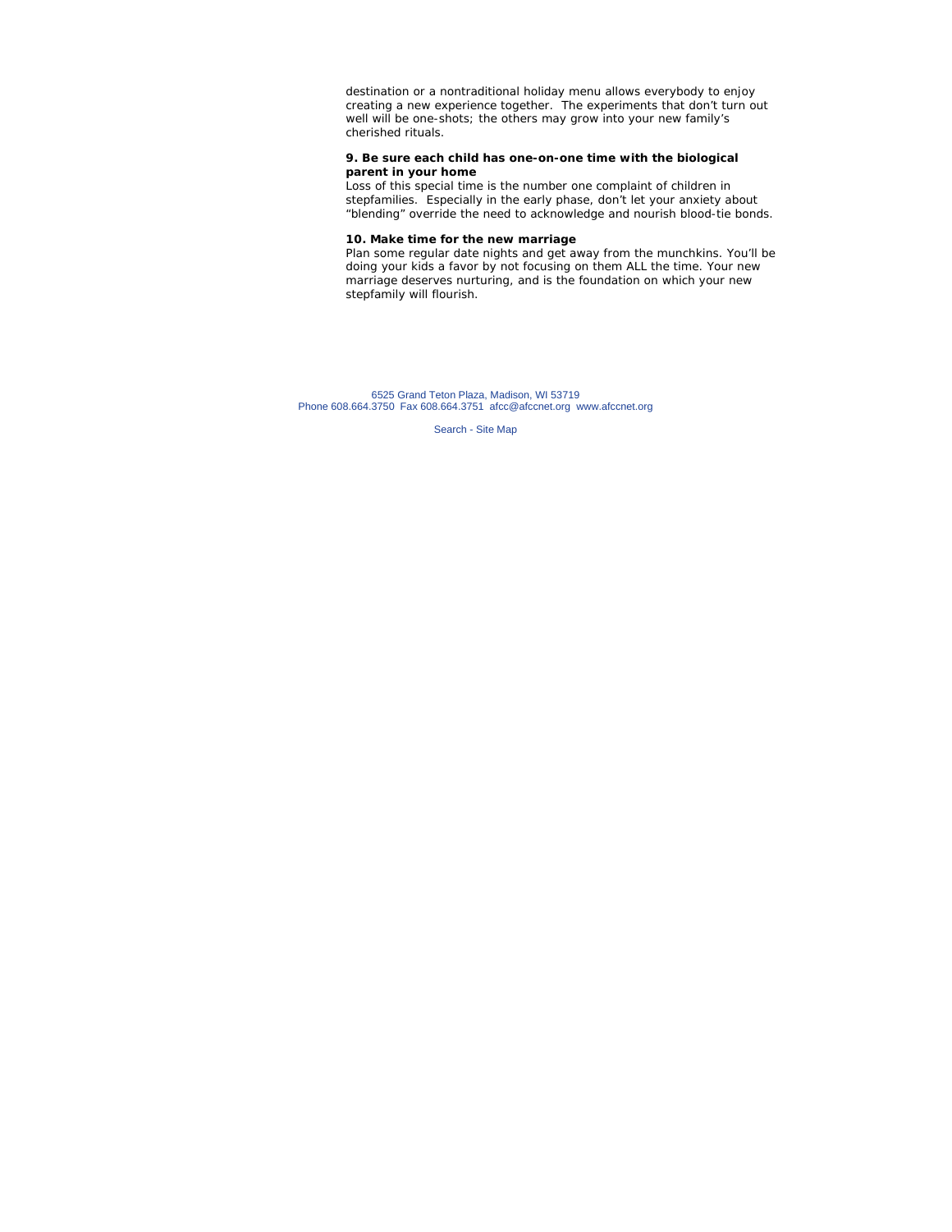destination or a nontraditional holiday menu allows everybody to enjoy creating a new experience together. The experiments that don't turn out well will be one-shots; the others may grow into your new family's cherished rituals.

**9. Be sure each child has one-on-one time with the biological parent in your home**

Loss of this special time is the number one complaint of children in stepfamilies. Especially in the early phase, don't let your anxiety about "blending" override the need to acknowledge and nourish blood-tie bonds.

**10. Make time for the new marriage**

Plan some regular date nights and get away from the munchkins. You'll be doing your kids a favor by not focusing on them ALL the time. Your new marriage deserves nurturing, and is the foundation on which your new stepfamily will flourish.

6525 Grand Teton Plaza, Madison, WI 53719
Phone 608.664.3750 Fax 608.664.3751 afcc@afccnet.org www.afccnet.org

Search - Site Map